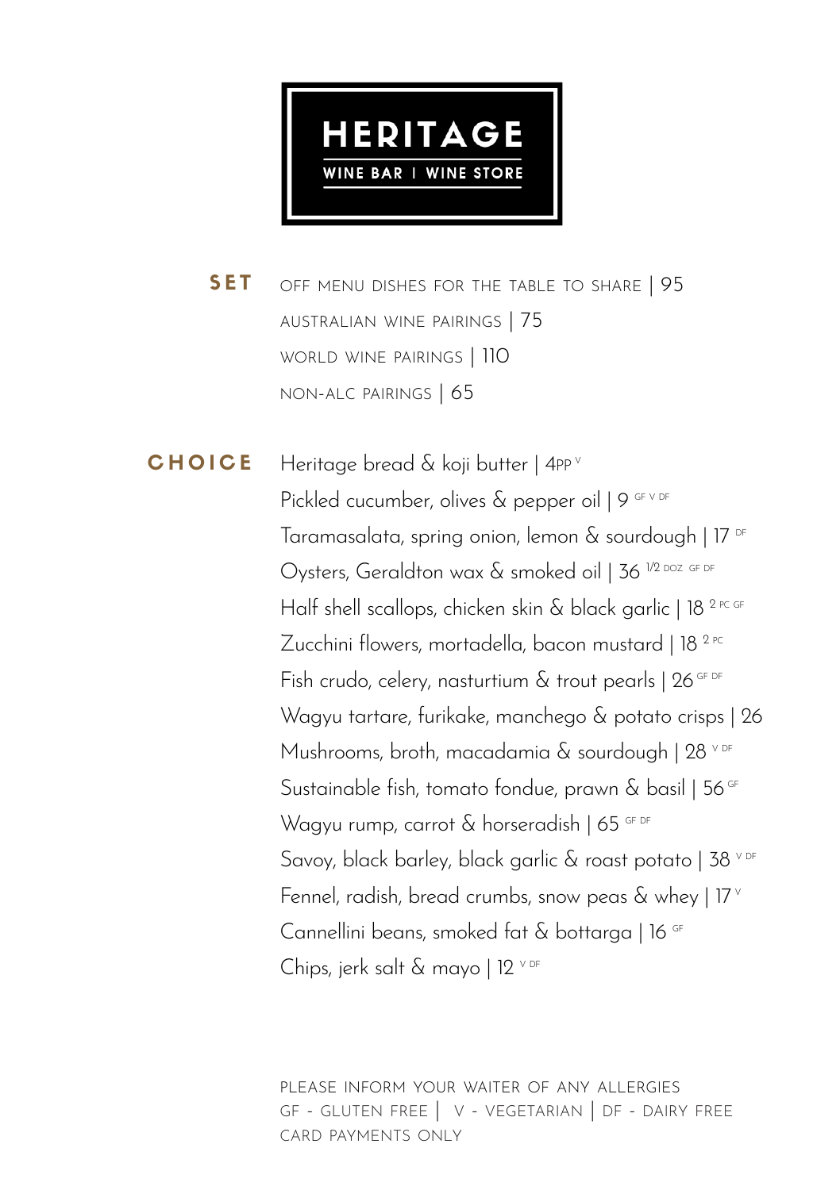# HERITAGE

**WINE BAR | WINE STORE**

## SET

OFF MENU DISHES FOR THE TABLE TO SHARE | 95

AUSTRALIAN WINE PAIRINGS | 75

WORLD WINE PAIRINGS | 110

NON-ALC PAIRINGS | 65

## CHOICE

Heritage bread & koji butter | 4PP V

Pickled cucumber, olives & pepper oil | 9 GF V DF

Taramasalata, spring onion, lemon & sourdough | 17 DF

Oysters, Geraldton wax & smoked oil | 36 1/2 DOZ GF DF

Half shell scallops, chicken skin & black garlic | 18 2 PC GF

Zucchini flowers, mortadella, bacon mustard | 18 2 PC

Fish crudo, celery, nasturtium & trout pearls | 26 GF DF

Wagyu tartare, furikake, manchego & potato crisps | 26

Mushrooms, broth, macadamia & sourdough | 28 V DF

Sustainable fish, tomato fondue, prawn & basil | 56 GF

Wagyu rump, carrot & horseradish | 65 GF DF

Savoy, black barley, black garlic & roast potato | 38 V DF

Fennel, radish, bread crumbs, snow peas & whey | 17 V

Cannellini beans, smoked fat & bottarga | 16 GF

Chips, jerk salt & mayo | 12 V DF

PLEASE INFORM YOUR WAITER OF ANY ALLERGIES

GF - GLUTEN FREE | V - VEGETARIAN | DF - DAIRY FREE

CARD PAYMENTS ONLY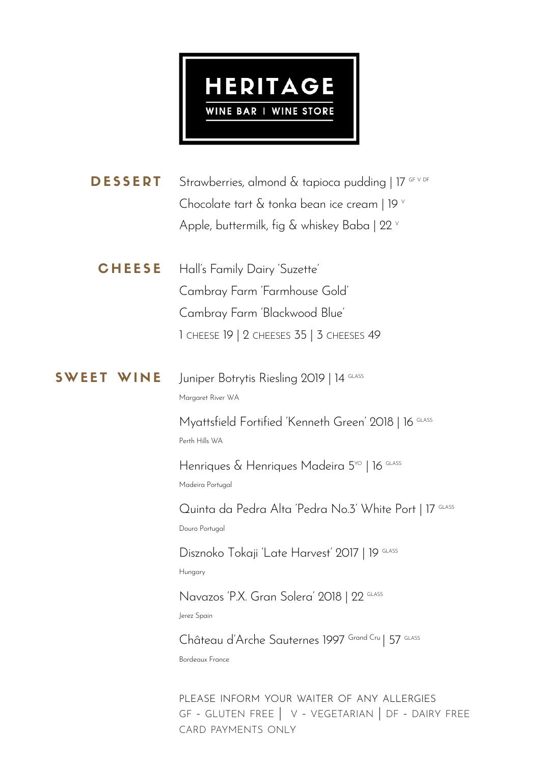# HERITAGE

WINE BAR | WINE STORE

## DESSERT

Strawberries, almond & tapioca pudding | 17 GF V DF

Chocolate tart & tonka bean ice cream | 19 V

Apple, buttermilk, fig & whiskey Baba | 22 V

## CHEESE

Hall's Family Dairy 'Suzette'

Cambray Farm 'Farmhouse Gold'

Cambray Farm 'Blackwood Blue'

1 CHEESE 19 | 2 CHEESES 35 | 3 CHEESES 49

## SWEET WINE

Juniper Botrytis Riesling 2019 | 14 GLASS
Margaret River WA

Myattsfield Fortified 'Kenneth Green' 2018 | 16 GLASS
Perth Hills WA

Henriques & Henriques Madeira 5YO | 16 GLASS
Madeira Portugal

Quinta da Pedra Alta 'Pedra No.3' White Port | 17 GLASS
Douro Portugal

Disznoko Tokaji 'Late Harvest' 2017 | 19 GLASS
Hungary

Navazos 'P.X. Gran Solera' 2018 | 22 GLASS
Jerez Spain

Château d'Arche Sauternes 1997 Grand Cru | 57 GLASS
Bordeaux France

PLEASE INFORM YOUR WAITER OF ANY ALLERGIES
GF - GLUTEN FREE | V - VEGETARIAN | DF - DAIRY FREE
CARD PAYMENTS ONLY